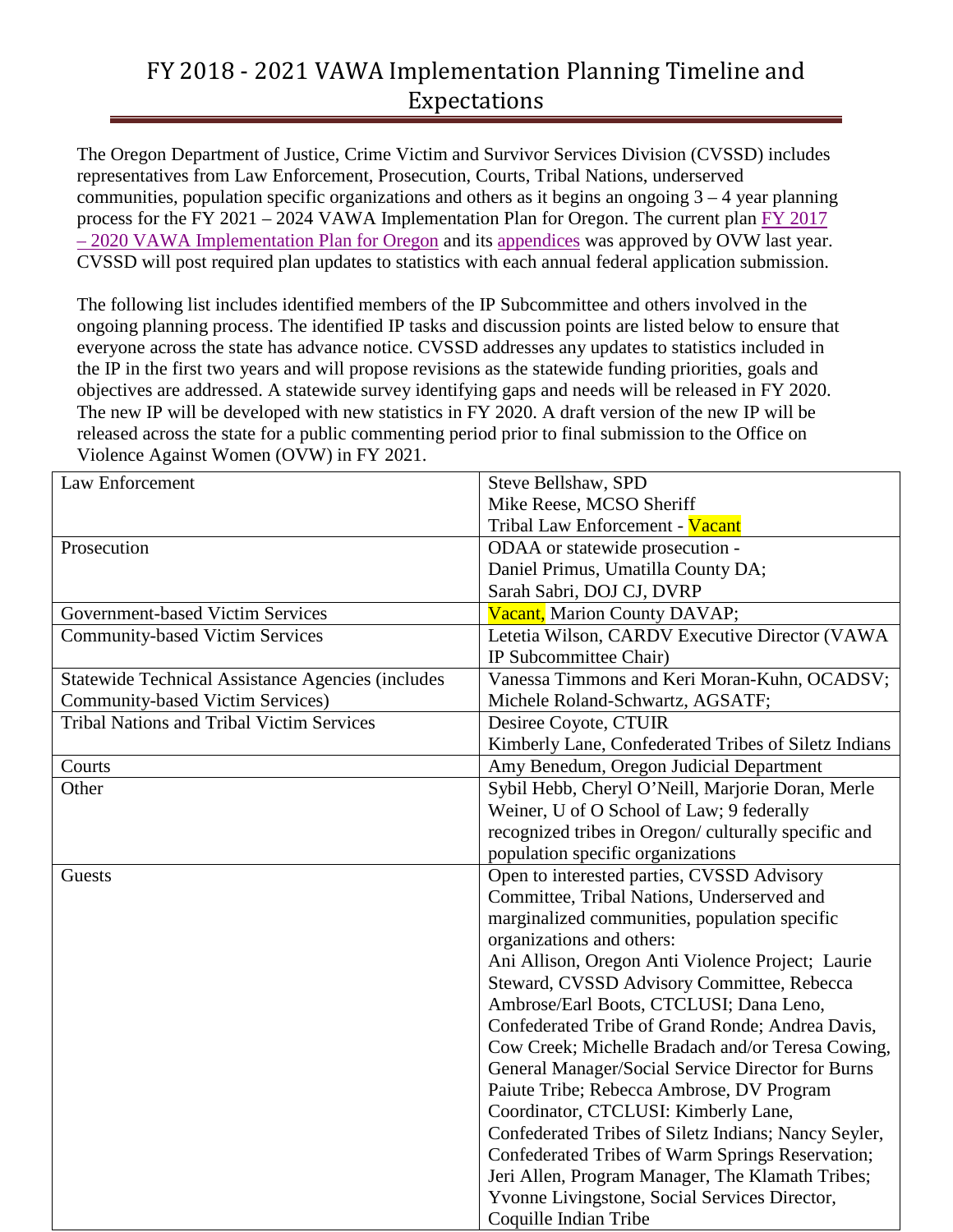# FY 2018 - 2021 VAWA Implementation Planning Timeline and Expectations

The Oregon Department of Justice, Crime Victim and Survivor Services Division (CVSSD) includes representatives from Law Enforcement, Prosecution, Courts, Tribal Nations, underserved communities, population specific organizations and others as it begins an ongoing 3 – 4 year planning process for the FY 2021 – 2024 VAWA Implementation Plan for Oregon. The current plan FY 2017 – 2020 VAWA Implementation Plan for Oregon and its appendices was approved by OVW last year. CVSSD will post required plan updates to statistics with each annual federal application submission.

The following list includes identified members of the IP Subcommittee and others involved in the ongoing planning process. The identified IP tasks and discussion points are listed below to ensure that everyone across the state has advance notice. CVSSD addresses any updates to statistics included in the IP in the first two years and will propose revisions as the statewide funding priorities, goals and objectives are addressed. A statewide survey identifying gaps and needs will be released in FY 2020. The new IP will be developed with new statistics in FY 2020. A draft version of the new IP will be released across the state for a public commenting period prior to final submission to the Office on Violence Against Women (OVW) in FY 2021.

| | |
|---|---|
| Law Enforcement | Steve Bellshaw, SPD<br>Mike Reese, MCSO Sheriff<br>Tribal Law Enforcement - Vacant |
| Prosecution | ODAA or statewide prosecution -<br>Daniel Primus, Umatilla County DA;<br>Sarah Sabri, DOJ CJ, DVRP |
| Government-based Victim Services | Vacant, Marion County DAVAP; |
| Community-based Victim Services | Letetia Wilson, CARDV Executive Director (VAWA IP Subcommittee Chair) |
| Statewide Technical Assistance Agencies (includes Community-based Victim Services) | Vanessa Timmons and Keri Moran-Kuhn, OCADSV; Michele Roland-Schwartz, AGSATF; |
| Tribal Nations and Tribal Victim Services | Desiree Coyote, CTUIR<br>Kimberly Lane, Confederated Tribes of Siletz Indians |
| Courts | Amy Benedum, Oregon Judicial Department |
| Other | Sybil Hebb, Cheryl O'Neill, Marjorie Doran, Merle Weiner, U of O School of Law; 9 federally recognized tribes in Oregon/ culturally specific and population specific organizations |
| Guests | Open to interested parties, CVSSD Advisory Committee, Tribal Nations, Underserved and marginalized communities, population specific organizations and others:<br>Ani Allison, Oregon Anti Violence Project; Laurie Steward, CVSSD Advisory Committee, Rebecca Ambrose/Earl Boots, CTCLUSI; Dana Leno, Confederated Tribe of Grand Ronde; Andrea Davis, Cow Creek; Michelle Bradach and/or Teresa Cowing, General Manager/Social Service Director for Burns Paiute Tribe; Rebecca Ambrose, DV Program Coordinator, CTCLUSI: Kimberly Lane, Confederated Tribes of Siletz Indians; Nancy Seyler, Confederated Tribes of Warm Springs Reservation; Jeri Allen, Program Manager, The Klamath Tribes; Yvonne Livingstone, Social Services Director, Coquille Indian Tribe |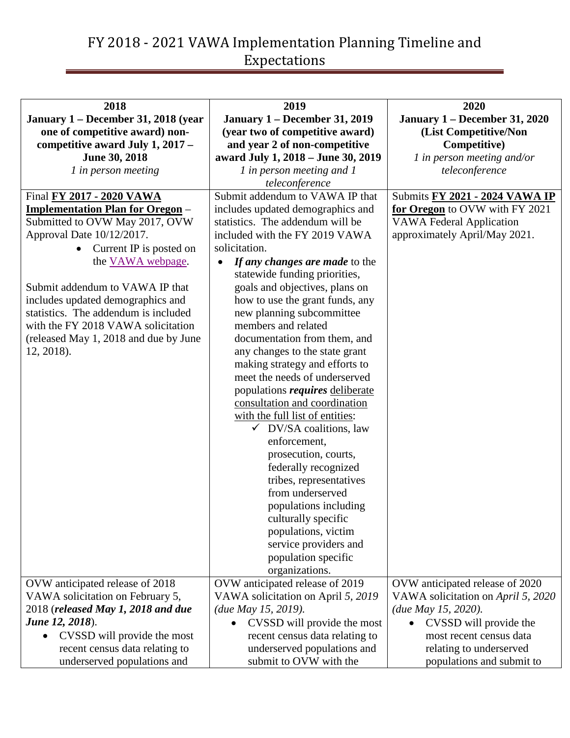# FY 2018 - 2021 VAWA Implementation Planning Timeline and Expectations

| **2018**<br>**January 1 – December 31, 2018 (year one of competitive award) non-competitive award July 1, 2017 – June 30, 2018**<br>*1 in person meeting* | **2019**<br>**January 1 – December 31, 2019 (year two of competitive award) and year 2 of non-competitive award July 1, 2018 – June 30, 2019**<br>*1 in person meeting and 1 teleconference* | **2020**<br>**January 1 – December 31, 2020 (List Competitive/Non Competitive)**<br>*1 in person meeting and/or teleconference* |
|---|---|---|
| Final **FY 2017 - 2020 VAWA Implementation Plan for Oregon** – Submitted to OVW May 2017, OVW Approval Date 10/12/2017.<br>• Current IP is posted on the VAWA webpage.<br><br>Submit addendum to VAWA IP that includes updated demographics and statistics. The addendum is included with the FY 2018 VAWA solicitation (released May 1, 2018 and due by June 12, 2018). | Submit addendum to VAWA IP that includes updated demographics and statistics. The addendum will be included with the FY 2019 VAWA solicitation.<br>• ***If any changes are made*** to the statewide funding priorities, goals and objectives, plans on how to use the grant funds, any new planning subcommittee members and related documentation from them, and any changes to the state grant making strategy and efforts to meet the needs of underserved populations ***requires*** deliberate consultation and coordination with the full list of entities:<br>✓ DV/SA coalitions, law enforcement, prosecution, courts, federally recognized tribes, representatives from underserved populations including culturally specific populations, victim service providers and population specific organizations. | Submits **FY 2021 - 2024 VAWA IP for Oregon** to OVW with FY 2021 VAWA Federal Application approximately April/May 2021. |
| OVW anticipated release of 2018 VAWA solicitation on February 5, 2018 (***released May 1, 2018 and due June 12, 2018***).<br>• CVSSD will provide the most recent census data relating to underserved populations and | OVW anticipated release of 2019 VAWA solicitation on April *5, 2019 (due May 15, 2019).*<br>• CVSSD will provide the most recent census data relating to underserved populations and submit to OVW with the | OVW anticipated release of 2020 VAWA solicitation on *April 5, 2020 (due May 15, 2020).*<br>• CVSSD will provide the most recent census data relating to underserved populations and submit to |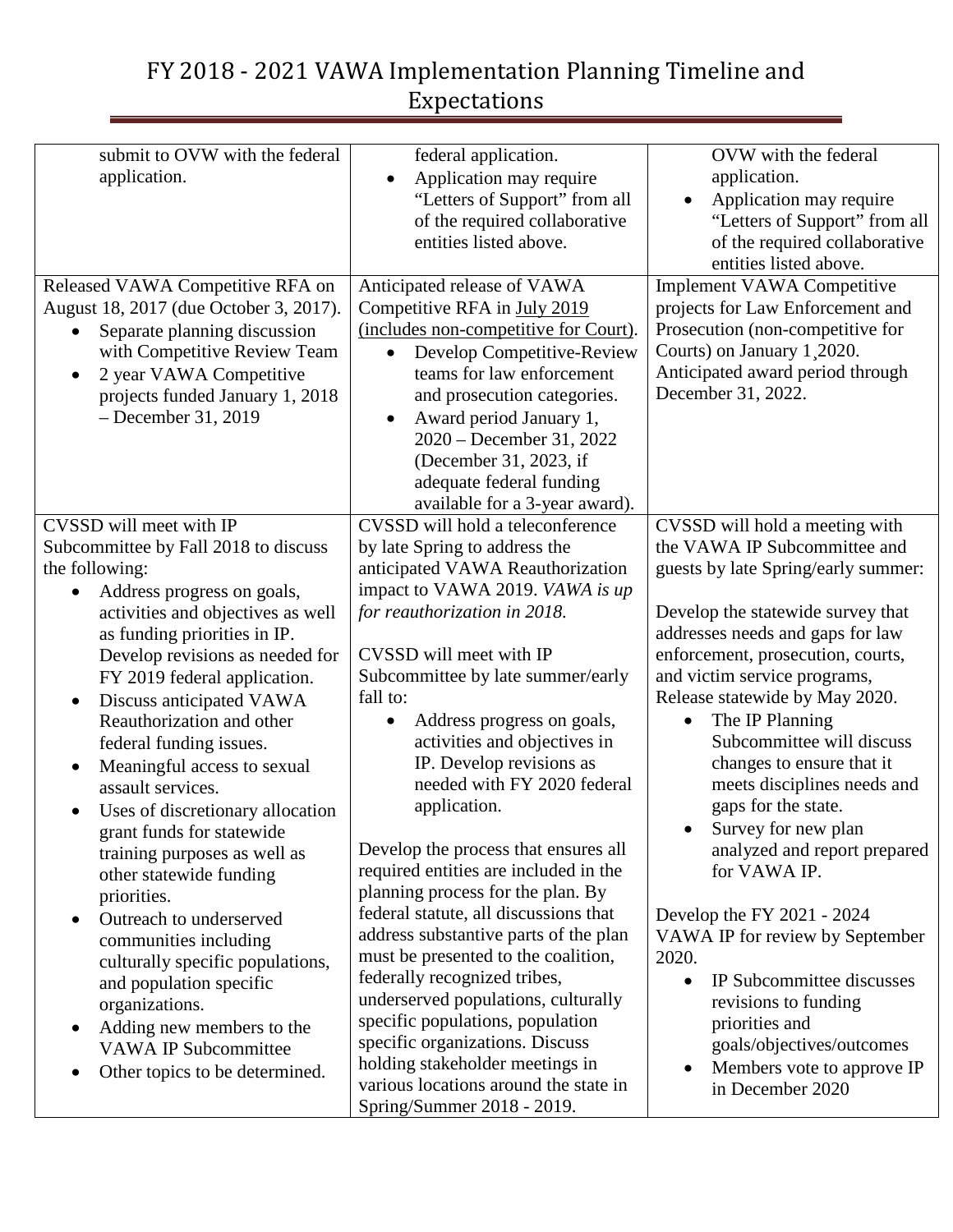# FY 2018 - 2021 VAWA Implementation Planning Timeline and Expectations

| | | |
|---|---|---|
| submit to OVW with the federal application. | federal application.<br>• Application may require "Letters of Support" from all of the required collaborative entities listed above. | OVW with the federal application.<br>• Application may require "Letters of Support" from all of the required collaborative entities listed above. |
| Released VAWA Competitive RFA on August 18, 2017 (due October 3, 2017).<br>• Separate planning discussion with Competitive Review Team<br>• 2 year VAWA Competitive projects funded January 1, 2018 – December 31, 2019 | Anticipated release of VAWA Competitive RFA in <u>July 2019</u> <u>(includes non-competitive for Court)</u>.<br>• Develop Competitive-Review teams for law enforcement and prosecution categories.<br>• Award period January 1, 2020 – December 31, 2022 (December 31, 2023, if adequate federal funding available for a 3-year award). | Implement VAWA Competitive projects for Law Enforcement and Prosecution (non-competitive for Courts) on January 1¸2020. Anticipated award period through December 31, 2022. |
| CVSSD will meet with IP Subcommittee by Fall 2018 to discuss the following:<br>• Address progress on goals, activities and objectives as well as funding priorities in IP. Develop revisions as needed for FY 2019 federal application.<br>• Discuss anticipated VAWA Reauthorization and other federal funding issues.<br>• Meaningful access to sexual assault services.<br>• Uses of discretionary allocation grant funds for statewide training purposes as well as other statewide funding priorities.<br>• Outreach to underserved communities including culturally specific populations, and population specific organizations.<br>• Adding new members to the VAWA IP Subcommittee<br>• Other topics to be determined. | CVSSD will hold a teleconference by late Spring to address the anticipated VAWA Reauthorization impact to VAWA 2019. *VAWA is up for reauthorization in 2018.*<br><br>CVSSD will meet with IP Subcommittee by late summer/early fall to:<br>• Address progress on goals, activities and objectives in IP. Develop revisions as needed with FY 2020 federal application.<br><br>Develop the process that ensures all required entities are included in the planning process for the plan. By federal statute, all discussions that address substantive parts of the plan must be presented to the coalition, federally recognized tribes, underserved populations, culturally specific populations, population specific organizations. Discuss holding stakeholder meetings in various locations around the state in Spring/Summer 2018 - 2019. | CVSSD will hold a meeting with the VAWA IP Subcommittee and guests by late Spring/early summer:<br><br>Develop the statewide survey that addresses needs and gaps for law enforcement, prosecution, courts, and victim service programs, Release statewide by May 2020.<br>• The IP Planning Subcommittee will discuss changes to ensure that it meets disciplines needs and gaps for the state.<br>• Survey for new plan analyzed and report prepared for VAWA IP.<br><br>Develop the FY 2021 - 2024 VAWA IP for review by September 2020.<br>• IP Subcommittee discusses revisions to funding priorities and goals/objectives/outcomes<br>• Members vote to approve IP in December 2020 |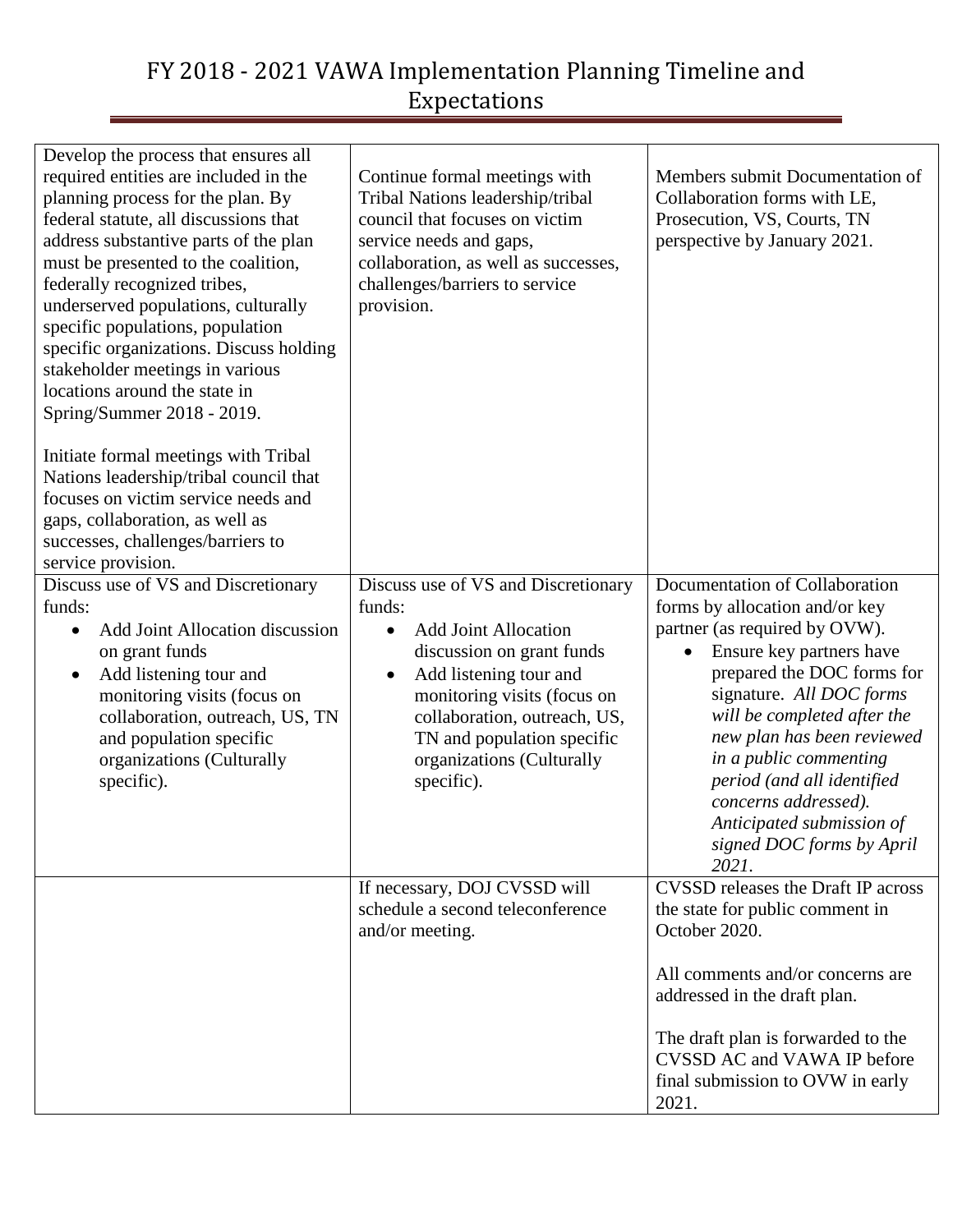# FY 2018 - 2021 VAWA Implementation Planning Timeline and Expectations

| | | |
|---|---|---|
| Develop the process that ensures all required entities are included in the planning process for the plan. By federal statute, all discussions that address substantive parts of the plan must be presented to the coalition, federally recognized tribes, underserved populations, culturally specific populations, population specific organizations. Discuss holding stakeholder meetings in various locations around the state in Spring/Summer 2018 - 2019.<br><br>Initiate formal meetings with Tribal Nations leadership/tribal council that focuses on victim service needs and gaps, collaboration, as well as successes, challenges/barriers to service provision. | Continue formal meetings with Tribal Nations leadership/tribal council that focuses on victim service needs and gaps, collaboration, as well as successes, challenges/barriers to service provision. | Members submit Documentation of Collaboration forms with LE, Prosecution, VS, Courts, TN perspective by January 2021. |
| Discuss use of VS and Discretionary funds:<br>• Add Joint Allocation discussion on grant funds<br>• Add listening tour and monitoring visits (focus on collaboration, outreach, US, TN and population specific organizations (Culturally specific). | Discuss use of VS and Discretionary funds:<br>• Add Joint Allocation discussion on grant funds<br>• Add listening tour and monitoring visits (focus on collaboration, outreach, US, TN and population specific organizations (Culturally specific). | Documentation of Collaboration forms by allocation and/or key partner (as required by OVW).<br>• Ensure key partners have prepared the DOC forms for signature. *All DOC forms will be completed after the new plan has been reviewed in a public commenting period (and all identified concerns addressed). Anticipated submission of signed DOC forms by April 2021.* |
| | If necessary, DOJ CVSSD will schedule a second teleconference and/or meeting. | CVSSD releases the Draft IP across the state for public comment in October 2020.<br><br>All comments and/or concerns are addressed in the draft plan.<br><br>The draft plan is forwarded to the CVSSD AC and VAWA IP before final submission to OVW in early 2021. |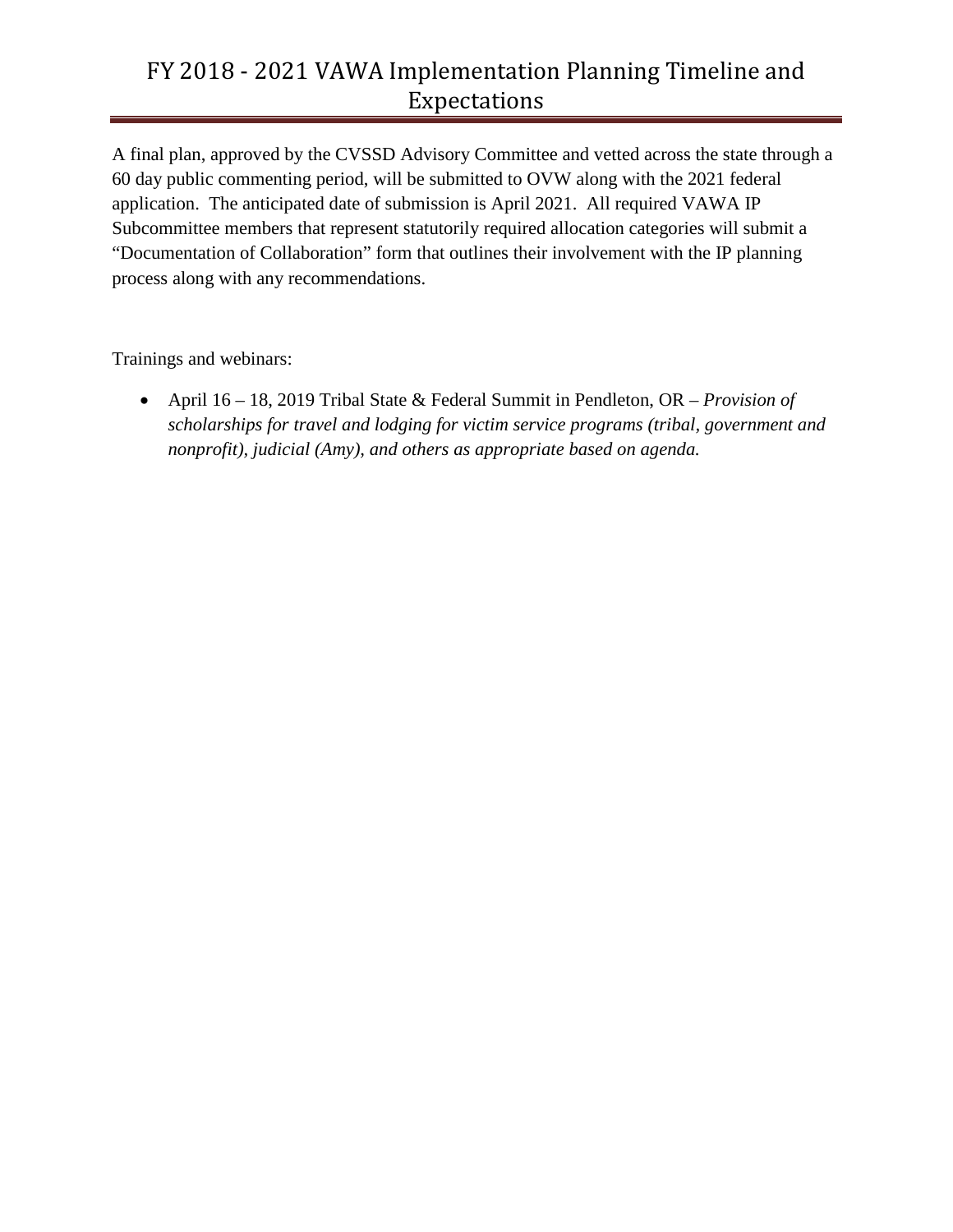A final plan, approved by the CVSSD Advisory Committee and vetted across the state through a 60 day public commenting period, will be submitted to OVW along with the 2021 federal application. The anticipated date of submission is April 2021. All required VAWA IP Subcommittee members that represent statutorily required allocation categories will submit a "Documentation of Collaboration" form that outlines their involvement with the IP planning process along with any recommendations.

Trainings and webinars:

- April 16 – 18, 2019 Tribal State & Federal Summit in Pendleton, OR – *Provision of scholarships for travel and lodging for victim service programs (tribal, government and nonprofit), judicial (Amy), and others as appropriate based on agenda.*